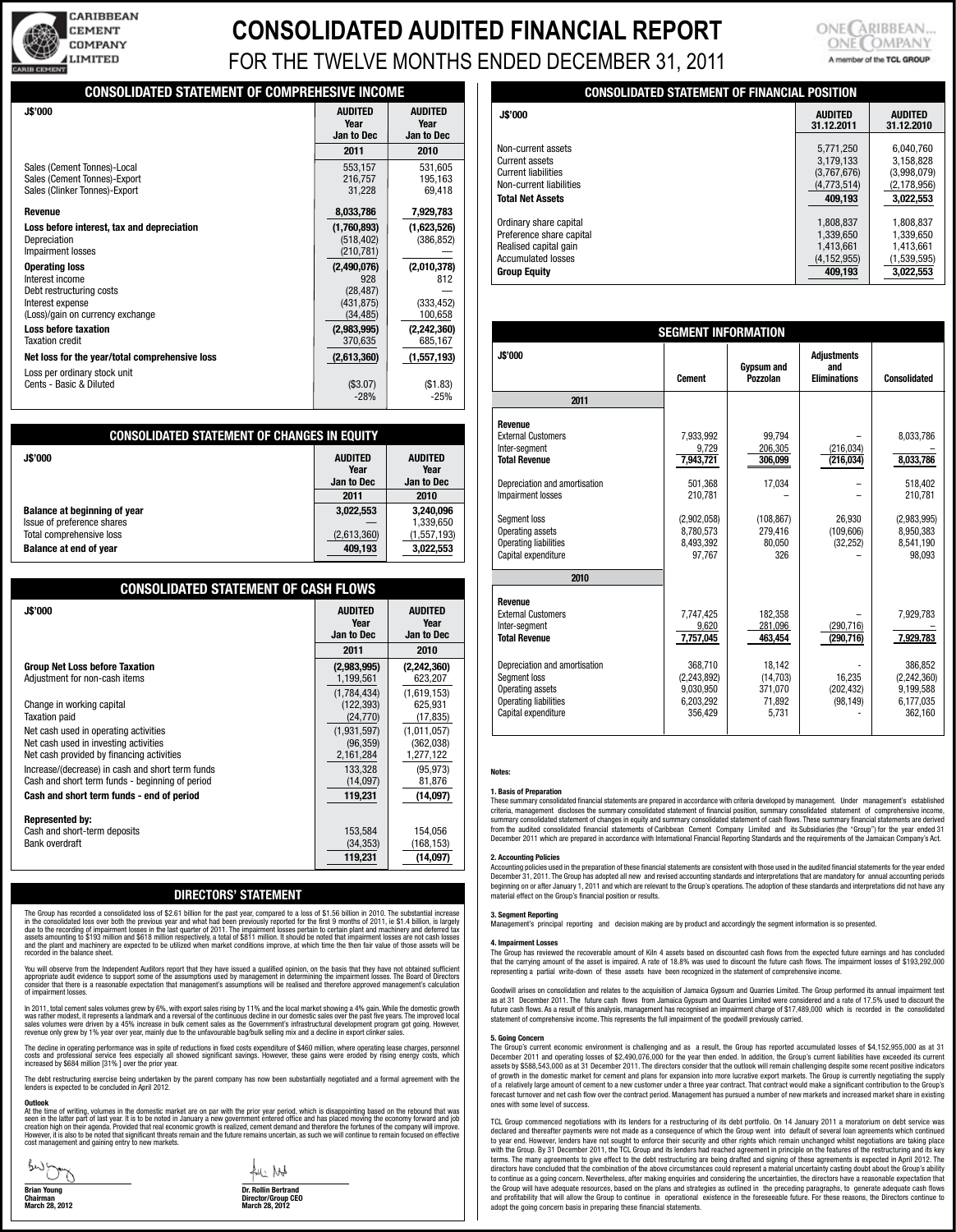# CARIBBEAN CEMENT COMPANY LIMITED

# CONSOLIDATED AUDITED FINANCIAL REPORT

## FOR THE TWELVE MONTHS ENDED DECEMBER 31, 2011

ONE CARIBBEAN... ONE COMPANY
A member of the TCL GROUP

## CONSOLIDATED STATEMENT OF COMPREHENSIVE INCOME

| J$'000 | AUDITED Year Jan to Dec 2011 | AUDITED Year Jan to Dec 2010 |
|---|---|---|
| Sales (Cement Tonnes)-Local | 553,157 | 531,605 |
| Sales (Cement Tonnes)-Export | 216,757 | 195,163 |
| Sales (Clinker Tonnes)-Export | 31,228 | 69,418 |
| **Revenue** | **8,033,786** | **7,929,783** |
| **Loss before interest, tax and depreciation** | **(1,760,893)** | **(1,623,526)** |
| Depreciation | (518,402) | (386,852) |
| Impairment losses | (210,781) | — |
| **Operating loss** | **(2,490,076)** | **(2,010,378)** |
| Interest income | 928 | 812 |
| Debt restructuring costs | (28,487) | — |
| Interest expense | (431,875) | (333,452) |
| (Loss)/gain on currency exchange | (34,485) | 100,658 |
| **Loss before taxation** | **(2,983,995)** | **(2,242,360)** |
| Taxation credit | 370,635 | 685,167 |
| **Net loss for the year/total comprehensive loss** | **(2,613,360)** | **(1,557,193)** |
| Loss per ordinary stock unit | | |
| Cents - Basic & Diluted | ($3.07) | ($1.83) |
| | -28% | -25% |

## CONSOLIDATED STATEMENT OF CHANGES IN EQUITY

| J$'000 | AUDITED Year Jan to Dec 2011 | AUDITED Year Jan to Dec 2010 |
|---|---|---|
| **Balance at beginning of year** | **3,022,553** | **3,240,096** |
| Issue of preference shares | — | 1,339,650 |
| Total comprehensive loss | (2,613,360) | (1,557,193) |
| **Balance at end of year** | **409,193** | **3,022,553** |

## CONSOLIDATED STATEMENT OF CASH FLOWS

| J$'000 | AUDITED Year Jan to Dec 2011 | AUDITED Year Jan to Dec 2010 |
|---|---|---|
| **Group Net Loss before Taxation** | **(2,983,995)** | **(2,242,360)** |
| Adjustment for non-cash items | 1,199,561 | 623,207 |
| | (1,784,434) | (1,619,153) |
| Change in working capital | (122,393) | 625,931 |
| Taxation paid | (24,770) | (17,835) |
| Net cash used in operating activities | (1,931,597) | (1,011,057) |
| Net cash used in investing activities | (96,359) | (362,038) |
| Net cash provided by financing activities | 2,161,284 | 1,277,122 |
| Increase/(decrease) in cash and short term funds | 133,328 | (95,973) |
| Cash and short term funds - beginning of period | (14,097) | 81,876 |
| **Cash and short term funds - end of period** | **119,231** | **(14,097)** |
| **Represented by:** | | |
| Cash and short-term deposits | 153,584 | 154,056 |
| Bank overdraft | (34,353) | (168,153) |
| | 119,231 | (14,097) |

## DIRECTORS' STATEMENT

The Group has recorded a consolidated loss of $2.61 billion for the past year, compared to a loss of $1.56 billion in 2010. The substantial increase in the consolidated loss over both the previous year and what had been previously reported for the first 9 months of 2011, ie $1.4 billion, is largely due to the recording of impairment losses in the last quarter of 2011. The impairment losses pertain to certain plant and machinery and deferred tax assets amounting to $193 million and $618 million respectively, a total of $811 million. It should be noted that impairment losses are not cash losses and the plant and machinery are expected to be utilized when market conditions improve, at which time the then fair value of those assets will be recorded in the balance sheet.

You will observe from the Independent Auditors report that they have issued a qualified opinion, on the basis that they have not obtained sufficient appropriate audit evidence to support some of the assumptions used by management in determining the impairment losses. The Board of Directors consider that there is a reasonable expectation that management's assumptions will be realised and therefore approved management's calculation of impairment losses.

In 2011, total cement sales volumes grew by 6%, with export sales rising by 11% and the local market showing a 4% gain. While the domestic growth was rather modest, it represents a landmark and a reversal of the continuous decline in our domestic sales over the past five years. The improved local sales volumes were driven by a 45% increase in bulk cement sales as the Government's infrastructural development program got going. However, revenue only grew by 1% year over year, mainly due to the unfavourable bag/bulk selling mix and a decline in export clinker sales.

The decline in operating performance was in spite of reductions in fixed costs expenditure of $460 million, where operating lease charges, personnel costs and professional service fees especially all showed significant savings. However, these gains were eroded by rising energy costs, which increased by $684 million [31% ] over the prior year.

The debt restructuring exercise being undertaken by the parent company has now been substantially negotiated and a formal agreement with the lenders is expected to be concluded in April 2012.

**Outlook**
At the time of writing, volumes in the domestic market are on par with the prior year period, which is disappointing based on the rebound that was seen in the latter part of last year. It is to be noted in January a new government entered office and has placed moving the economy forward and job creation high on their agenda. Provided that real economic growth is realized, cement demand and therefore the fortunes of the company will improve. However, it is also to be noted that significant threats remain and the future remains uncertain, as such we will continue to remain focused on effective cost management and gaining entry to new markets.

**Brian Young**
**Chairman**
**March 28, 2012**

**Dr. Rollin Bertrand**
**Director/Group CEO**
**March 28, 2012**

## CONSOLIDATED STATEMENT OF FINANCIAL POSITION

| J$'000 | AUDITED 31.12.2011 | AUDITED 31.12.2010 |
|---|---|---|
| Non-current assets | 5,771,250 | 6,040,760 |
| Current assets | 3,179,133 | 3,158,828 |
| Current liabilities | (3,767,676) | (3,998,079) |
| Non-current liabilities | (4,773,514) | (2,178,956) |
| **Total Net Assets** | **409,193** | **3,022,553** |
| Ordinary share capital | 1,808,837 | 1,808,837 |
| Preference share capital | 1,339,650 | 1,339,650 |
| Realised capital gain | 1,413,661 | 1,413,661 |
| Accumulated losses | (4,152,955) | (1,539,595) |
| **Group Equity** | **409,193** | **3,022,553** |

## SEGMENT INFORMATION

| J$'000 | Cement | Gypsum and Pozzolan | Adjustments and Eliminations | Consolidated |
|---|---|---|---|---|
| **2011** | | | | |
| **Revenue** | | | | |
| External Customers | 7,933,992 | 99,794 | – | 8,033,786 |
| Inter-segment | 9,729 | 206,305 | (216,034) | – |
| **Total Revenue** | **7,943,721** | **306,099** | **(216,034)** | **8,033,786** |
| Depreciation and amortisation | 501,368 | 17,034 | – | 518,402 |
| Impairment losses | 210,781 | – | – | 210,781 |
| Segment loss | (2,902,058) | (108,867) | 26,930 | (2,983,995) |
| Operating assets | 8,780,573 | 279,416 | (109,606) | 8,950,383 |
| Operating liabilities | 8,493,392 | 80,050 | (32,252) | 8,541,190 |
| Capital expenditure | 97,767 | 326 | – | 98,093 |
| **2010** | | | | |
| **Revenue** | | | | |
| External Customers | 7,747,425 | 182,358 | – | 7,929,783 |
| Inter-segment | 9,620 | 281,096 | (290,716) | – |
| **Total Revenue** | **7,757,045** | **463,454** | **(290,716)** | **7,929,783** |
| Depreciation and amortisation | 368,710 | 18,142 | - | 386,852 |
| Segment loss | (2,243,892) | (14,703) | 16,235 | (2,242,360) |
| Operating assets | 9,030,950 | 371,070 | (202,432) | 9,199,588 |
| Operating liabilities | 6,203,292 | 71,892 | (98,149) | 6,177,035 |
| Capital expenditure | 356,429 | 5,731 | - | 362,160 |

**Notes:**

**1. Basis of Preparation**
These summary consolidated financial statements are prepared in accordance with criteria developed by management. Under management's established criteria, management discloses the summary consolidated statement of financial position, summary consolidated statement of comprehensive income, summary consolidated statement of changes in equity and summary consolidated statement of cash flows. These summary financial statements are derived from the audited consolidated financial statements of Caribbean Cement Company Limited and its Subsidiaries (the "Group") for the year ended 31 December 2011 which are prepared in accordance with International Financial Reporting Standards and the requirements of the Jamaican Company's Act.

**2. Accounting Policies**
Accounting policies used in the preparation of these financial statements are consistent with those used in the audited financial statements for the year ended December 31, 2011. The Group has adopted all new and revised accounting standards and interpretations that are mandatory for annual accounting periods beginning on or after January 1, 2011 and which are relevant to the Group's operations. The adoption of these standards and interpretations did not have any material effect on the Group's financial position or results.

**3. Segment Reporting**
Management's principal reporting and decision making are by product and accordingly the segment information is so presented.

**4. Impairment Losses**
The Group has reviewed the recoverable amount of Kiln 4 assets based on discounted cash flows from the expected future earnings and has concluded that the carrying amount of the asset is impaired. A rate of 18.8% was used to discount the future cash flows. The impairment losses of $193,292,000 representing a partial write-down of these assets have been recognized in the statement of comprehensive income.

Goodwill arises on consolidation and relates to the acquisition of Jamaica Gypsum and Quarries Limited. The Group performed its annual impairment test as at 31 December 2011. The future cash flows from Jamaica Gypsum and Quarries Limited were considered and a rate of 17.5% used to discount the future cash flows. As a result of this analysis, management has recognised an impairment charge of $17,489,000 which is recorded in the consolidated statement of comprehensive income. This represents the full impairment of the goodwill previously carried.

**5. Going Concern**
The Group's current economic environment is challenging and as a result, the Group has reported accumulated losses of $4,152,955,000 as at 31 December 2011 and operating losses of $2,490,076,000 for the year then ended. In addition, the Group's current liabilities have exceeded its current assets by $588,543,000 as at 31 December 2011. The directors consider that the outlook will remain challenging despite some recent positive indicators of growth in the domestic market for cement and plans for expansion into more lucrative export markets. The Group is currently negotiating the supply of a relatively large amount of cement to a new customer under a three year contract. That contract would make a significant contribution to the Group's forecast turnover and net cash flow over the contract period. Management has pursued a number of new markets and increased market share in existing ones with some level of success.

TCL Group commenced negotiations with its lenders for a restructuring of its debt portfolio. On 14 January 2011 a moratorium on debt service was declared and thereafter payments were not made as a consequence of which the Group went into default of several loan agreements which continued to year end. However, lenders have not sought to enforce their security and other rights which remain unchanged whilst negotiations are taking place with the Group. By 31 December 2011, the TCL Group and its lenders had reached agreement in principle on the features of the restructuring and its key terms. The many agreements to give effect to the debt restructuring are being drafted and signing of these agreements is expected in April 2012. The directors have concluded that the combination of the above circumstances could represent a material uncertainty casting doubt about the Group's ability to continue as a going concern. Nevertheless, after making enquiries and considering the uncertainties, the directors have a reasonable expectation that the Group will have adequate resources, based on the plans and strategies as outlined in the preceding paragraphs, to generate adequate cash flows and profitability that will allow the Group to continue in operational existence in the foreseeable future. For these reasons, the Directors continue to adopt the going concern basis in preparing these financial statements.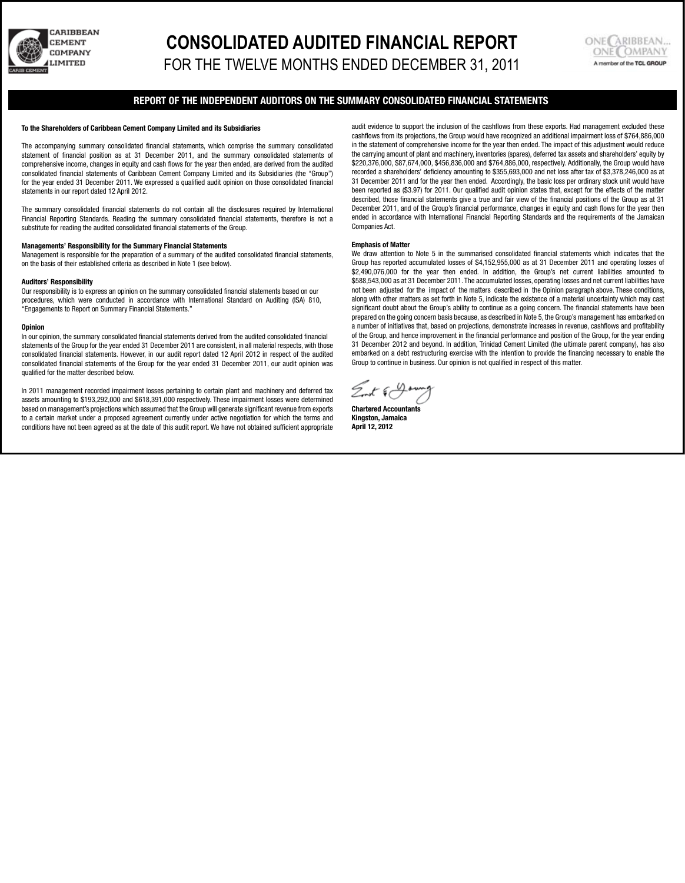# CONSOLIDATED AUDITED FINANCIAL REPORT

FOR THE TWELVE MONTHS ENDED DECEMBER 31, 2011

## REPORT OF THE INDEPENDENT AUDITORS ON THE SUMMARY CONSOLIDATED FINANCIAL STATEMENTS

**To the Shareholders of Caribbean Cement Company Limited and its Subsidiaries**

The accompanying summary consolidated financial statements, which comprise the summary consolidated statement of financial position as at 31 December 2011, and the summary consolidated statements of comprehensive income, changes in equity and cash flows for the year then ended, are derived from the audited consolidated financial statements of Caribbean Cement Company Limited and its Subsidiaries (the "Group") for the year ended 31 December 2011. We expressed a qualified audit opinion on those consolidated financial statements in our report dated 12 April 2012.

The summary consolidated financial statements do not contain all the disclosures required by International Financial Reporting Standards. Reading the summary consolidated financial statements, therefore is not a substitute for reading the audited consolidated financial statements of the Group.

**Managements' Responsibility for the Summary Financial Statements**

Management is responsible for the preparation of a summary of the audited consolidated financial statements, on the basis of their established criteria as described in Note 1 (see below).

**Auditors' Responsibility**

Our responsibility is to express an opinion on the summary consolidated financial statements based on our procedures, which were conducted in accordance with International Standard on Auditing (ISA) 810, "Engagements to Report on Summary Financial Statements."

**Opinion**

In our opinion, the summary consolidated financial statements derived from the audited consolidated financial statements of the Group for the year ended 31 December 2011 are consistent, in all material respects, with those consolidated financial statements. However, in our audit report dated 12 April 2012 in respect of the audited consolidated financial statements of the Group for the year ended 31 December 2011, our audit opinion was qualified for the matter described below.

In 2011 management recorded impairment losses pertaining to certain plant and machinery and deferred tax assets amounting to $193,292,000 and $618,391,000 respectively. These impairment losses were determined based on management's projections which assumed that the Group will generate significant revenue from exports to a certain market under a proposed agreement currently under active negotiation for which the terms and conditions have not been agreed as at the date of this audit report. We have not obtained sufficient appropriate audit evidence to support the inclusion of the cashflows from these exports. Had management excluded these cashflows from its projections, the Group would have recognized an additional impairment loss of $764,886,000 in the statement of comprehensive income for the year then ended. The impact of this adjustment would reduce the carrying amount of plant and machinery, inventories (spares), deferred tax assets and shareholders' equity by $220,376,000, $87,674,000, $456,836,000 and $764,886,000, respectively. Additionally, the Group would have recorded a shareholders' deficiency amounting to $355,693,000 and net loss after tax of $3,378,246,000 as at 31 December 2011 and for the year then ended. Accordingly, the basic loss per ordinary stock unit would have been reported as ($3.97) for 2011. Our qualified audit opinion states that, except for the effects of the matter described, those financial statements give a true and fair view of the financial positions of the Group as at 31 December 2011, and of the Group's financial performance, changes in equity and cash flows for the year then ended in accordance with International Financial Reporting Standards and the requirements of the Jamaican Companies Act.

**Emphasis of Matter**

We draw attention to Note 5 in the summarised consolidated financial statements which indicates that the Group has reported accumulated losses of $4,152,955,000 as at 31 December 2011 and operating losses of $2,490,076,000 for the year then ended. In addition, the Group's net current liabilities amounted to $588,543,000 as at 31 December 2011. The accumulated losses, operating losses and net current liabilities have not been adjusted for the impact of the matters described in the Opinion paragraph above. These conditions, along with other matters as set forth in Note 5, indicate the existence of a material uncertainty which may cast significant doubt about the Group's ability to continue as a going concern. The financial statements have been prepared on the going concern basis because, as described in Note 5, the Group's management has embarked on a number of initiatives that, based on projections, demonstrate increases in revenue, cashflows and profitability of the Group, and hence improvement in the financial performance and position of the Group, for the year ending 31 December 2012 and beyond. In addition, Trinidad Cement Limited (the ultimate parent company), has also embarked on a debt restructuring exercise with the intention to provide the financing necessary to enable the Group to continue in business. Our opinion is not qualified in respect of this matter.

Ernst & Young

**Chartered Accountants**
**Kingston, Jamaica**
**April 12, 2012**